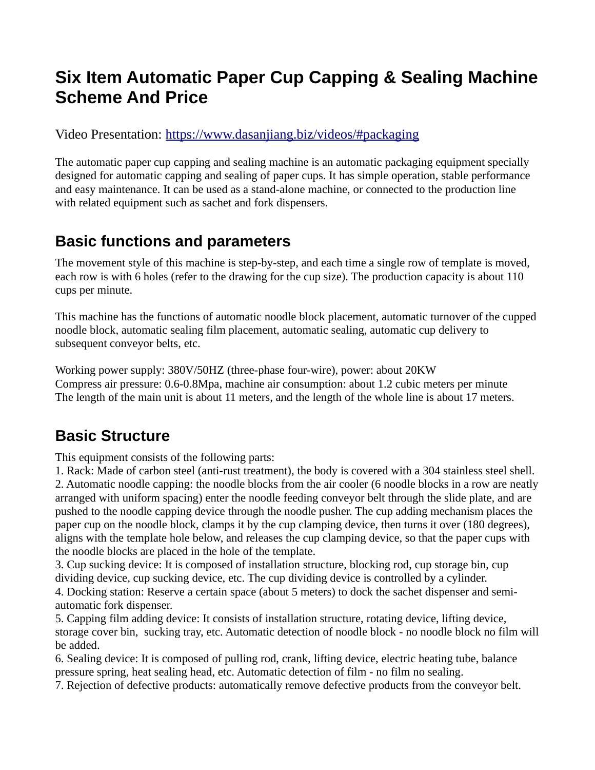# Six Item Automatic Paper Cup Capping & Sealing Machine Scheme And Price

Video Presentation: [https://www.dasanjiang.biz/videos/#packaging](https://www.dasanjiang.biz/videos/#packaging)

The automatic paper cup capping and sealing machine is an automatic packaging equipment specially designed for automatic capping and sealing of paper cups. It has simple operation, stable performance and easy maintenance. It can be used as a stand-alone machine, or connected to the production line with related equipment such as sachet and fork dispensers.

## Basic functions and parameters

The movement style of this machine is step-by-step, and each time a single row of template is moved, each row is with 6 holes (refer to the drawing for the cup size). The production capacity is about 110 cups per minute.

This machine has the functions of automatic noodle block placement, automatic turnover of the cupped noodle block, automatic sealing film placement, automatic sealing, automatic cup delivery to subsequent conveyor belts, etc.

Working power supply: 380V/50HZ (three-phase four-wire), power: about 20KW
Compress air pressure: 0.6-0.8Mpa, machine air consumption: about 1.2 cubic meters per minute
The length of the main unit is about 11 meters, and the length of the whole line is about 17 meters.

## Basic Structure

This equipment consists of the following parts:

1. Rack: Made of carbon steel (anti-rust treatment), the body is covered with a 304 stainless steel shell.
2. Automatic noodle capping: the noodle blocks from the air cooler (6 noodle blocks in a row are neatly arranged with uniform spacing) enter the noodle feeding conveyor belt through the slide plate, and are pushed to the noodle capping device through the noodle pusher. The cup adding mechanism places the paper cup on the noodle block, clamps it by the cup clamping device, then turns it over (180 degrees), aligns with the template hole below, and releases the cup clamping device, so that the paper cups with the noodle blocks are placed in the hole of the template.
3. Cup sucking device: It is composed of installation structure, blocking rod, cup storage bin, cup dividing device, cup sucking device, etc. The cup dividing device is controlled by a cylinder.
4. Docking station: Reserve a certain space (about 5 meters) to dock the sachet dispenser and semi-automatic fork dispenser.
5. Capping film adding device: It consists of installation structure, rotating device, lifting device, storage cover bin, sucking tray, etc. Automatic detection of noodle block - no noodle block no film will be added.
6. Sealing device: It is composed of pulling rod, crank, lifting device, electric heating tube, balance pressure spring, heat sealing head, etc. Automatic detection of film - no film no sealing.
7. Rejection of defective products: automatically remove defective products from the conveyor belt.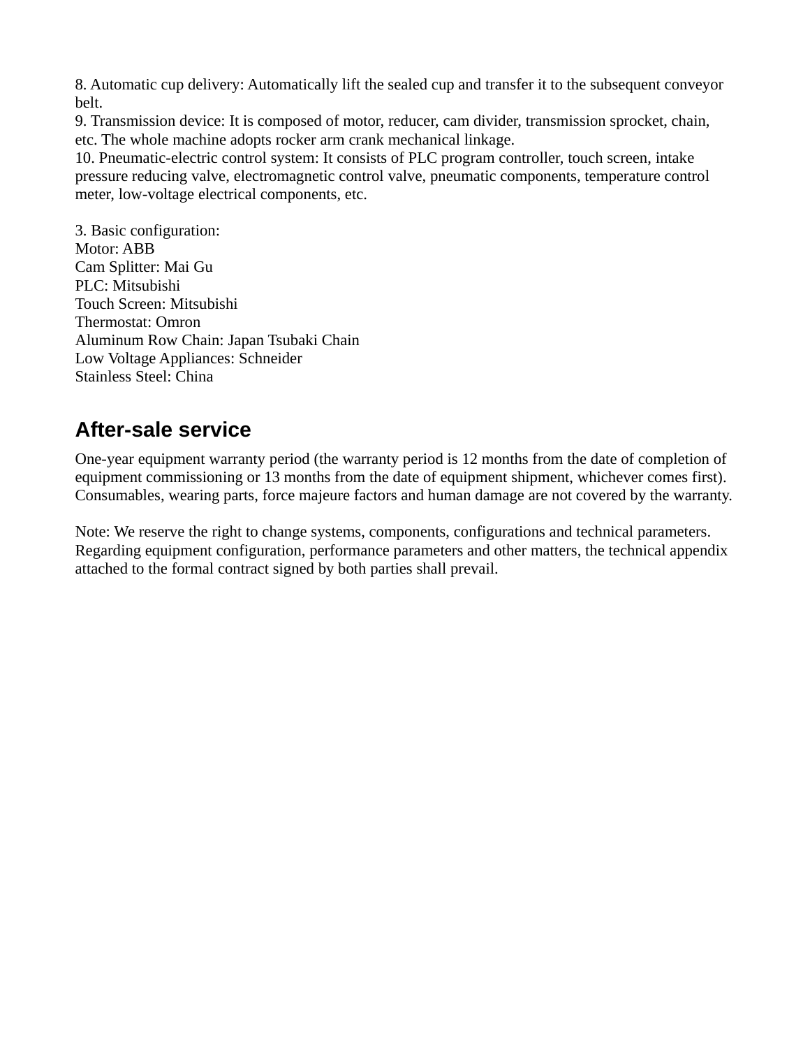8. Automatic cup delivery: Automatically lift the sealed cup and transfer it to the subsequent conveyor belt.
9. Transmission device: It is composed of motor, reducer, cam divider, transmission sprocket, chain, etc. The whole machine adopts rocker arm crank mechanical linkage.
10. Pneumatic-electric control system: It consists of PLC program controller, touch screen, intake pressure reducing valve, electromagnetic control valve, pneumatic components, temperature control meter, low-voltage electrical components, etc.

3. Basic configuration:
Motor: ABB
Cam Splitter: Mai Gu
PLC: Mitsubishi
Touch Screen: Mitsubishi
Thermostat: Omron
Aluminum Row Chain: Japan Tsubaki Chain
Low Voltage Appliances: Schneider
Stainless Steel: China

## After-sale service

One-year equipment warranty period (the warranty period is 12 months from the date of completion of equipment commissioning or 13 months from the date of equipment shipment, whichever comes first). Consumables, wearing parts, force majeure factors and human damage are not covered by the warranty.

Note: We reserve the right to change systems, components, configurations and technical parameters. Regarding equipment configuration, performance parameters and other matters, the technical appendix attached to the formal contract signed by both parties shall prevail.